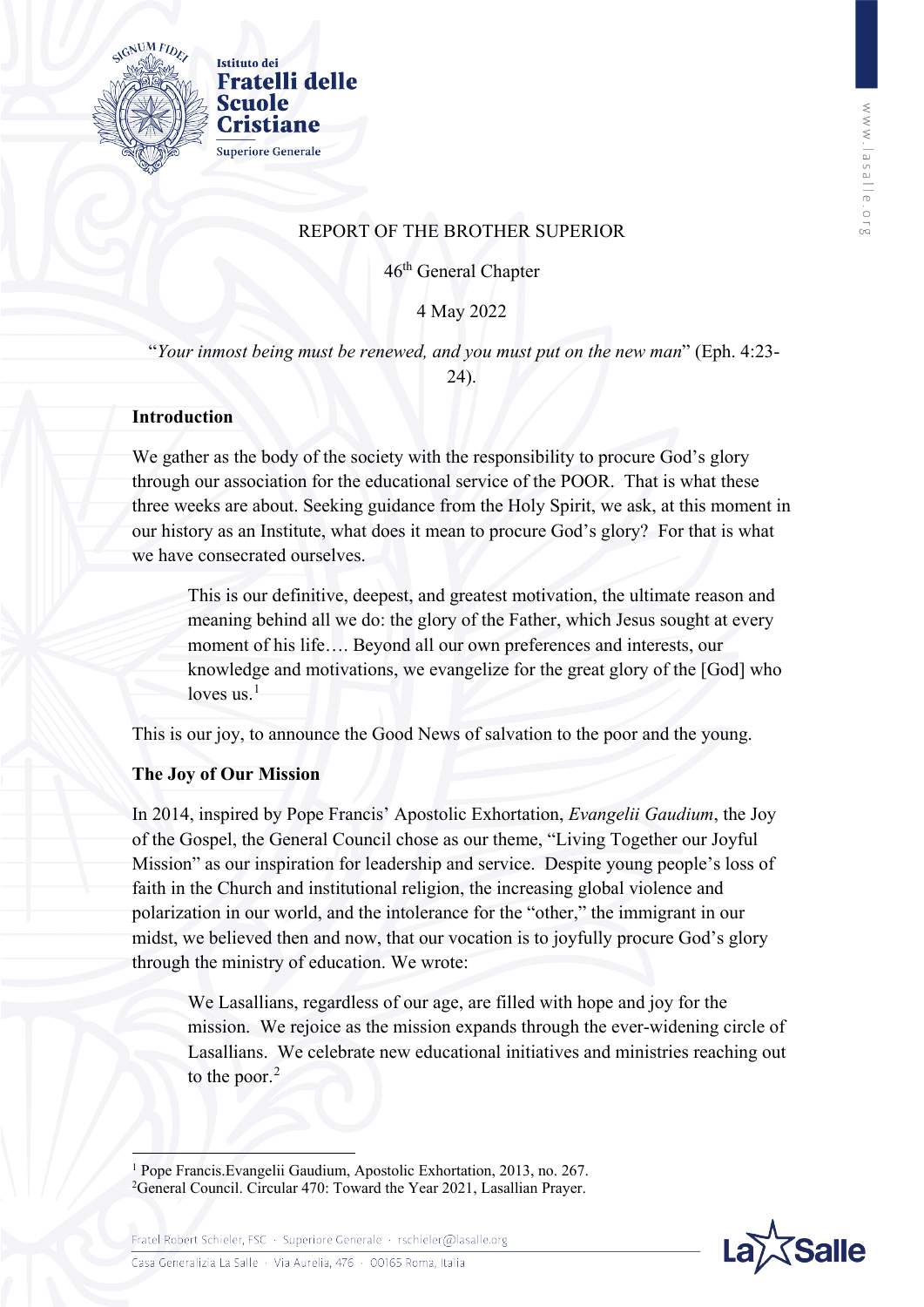Istituto dei
**Fratelli delle Scuole Cristiane**
Superiore Generale

REPORT OF THE BROTHER SUPERIOR

46th General Chapter

4 May 2022

"*Your inmost being must be renewed, and you must put on the new man*" (Eph. 4:23-24).

## Introduction

We gather as the body of the society with the responsibility to procure God's glory through our association for the educational service of the POOR. That is what these three weeks are about. Seeking guidance from the Holy Spirit, we ask, at this moment in our history as an Institute, what does it mean to procure God's glory? For that is what we have consecrated ourselves.

> This is our definitive, deepest, and greatest motivation, the ultimate reason and meaning behind all we do: the glory of the Father, which Jesus sought at every moment of his life…. Beyond all our own preferences and interests, our knowledge and motivations, we evangelize for the great glory of the [God] who loves us.[1]

This is our joy, to announce the Good News of salvation to the poor and the young.

## The Joy of Our Mission

In 2014, inspired by Pope Francis' Apostolic Exhortation, *Evangelii Gaudium*, the Joy of the Gospel, the General Council chose as our theme, "Living Together our Joyful Mission" as our inspiration for leadership and service. Despite young people's loss of faith in the Church and institutional religion, the increasing global violence and polarization in our world, and the intolerance for the "other," the immigrant in our midst, we believed then and now, that our vocation is to joyfully procure God's glory through the ministry of education. We wrote:

> We Lasallians, regardless of our age, are filled with hope and joy for the mission. We rejoice as the mission expands through the ever-widening circle of Lasallians. We celebrate new educational initiatives and ministries reaching out to the poor.[2]

[1] Pope Francis.Evangelii Gaudium, Apostolic Exhortation, 2013, no. 267.
[2] General Council. Circular 470: Toward the Year 2021, Lasallian Prayer.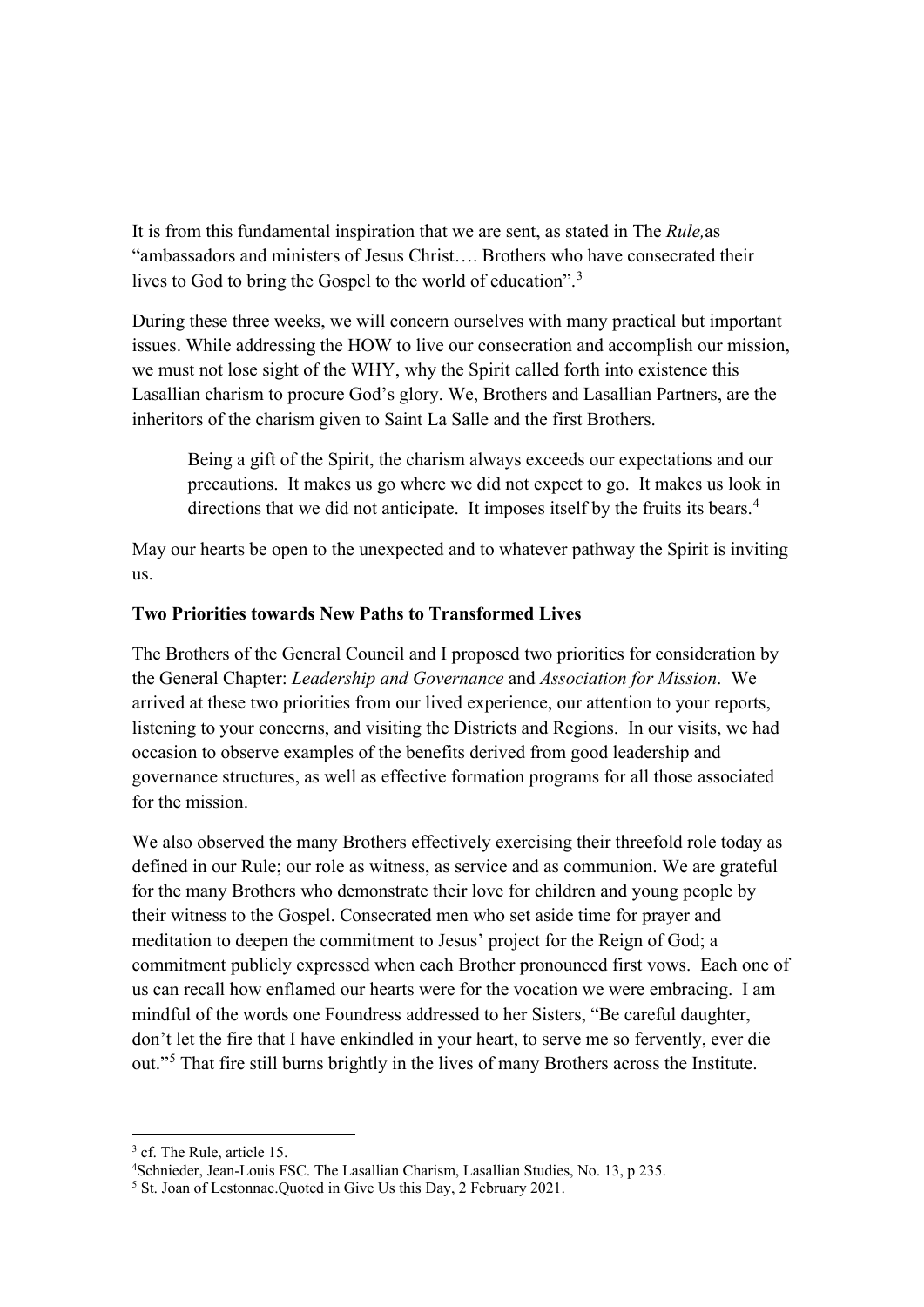It is from this fundamental inspiration that we are sent, as stated in The *Rule,*as "ambassadors and ministers of Jesus Christ…. Brothers who have consecrated their lives to God to bring the Gospel to the world of education".[3]

During these three weeks, we will concern ourselves with many practical but important issues. While addressing the HOW to live our consecration and accomplish our mission, we must not lose sight of the WHY, why the Spirit called forth into existence this Lasallian charism to procure God's glory. We, Brothers and Lasallian Partners, are the inheritors of the charism given to Saint La Salle and the first Brothers.

> Being a gift of the Spirit, the charism always exceeds our expectations and our precautions. It makes us go where we did not expect to go. It makes us look in directions that we did not anticipate. It imposes itself by the fruits its bears.[4]

May our hearts be open to the unexpected and to whatever pathway the Spirit is inviting us.

**Two Priorities towards New Paths to Transformed Lives**

The Brothers of the General Council and I proposed two priorities for consideration by the General Chapter: *Leadership and Governance* and *Association for Mission*. We arrived at these two priorities from our lived experience, our attention to your reports, listening to your concerns, and visiting the Districts and Regions. In our visits, we had occasion to observe examples of the benefits derived from good leadership and governance structures, as well as effective formation programs for all those associated for the mission.

We also observed the many Brothers effectively exercising their threefold role today as defined in our Rule; our role as witness, as service and as communion. We are grateful for the many Brothers who demonstrate their love for children and young people by their witness to the Gospel. Consecrated men who set aside time for prayer and meditation to deepen the commitment to Jesus' project for the Reign of God; a commitment publicly expressed when each Brother pronounced first vows. Each one of us can recall how enflamed our hearts were for the vocation we were embracing. I am mindful of the words one Foundress addressed to her Sisters, "Be careful daughter, don't let the fire that I have enkindled in your heart, to serve me so fervently, ever die out."[5] That fire still burns brightly in the lives of many Brothers across the Institute.

---

[3] cf. The Rule, article 15.

[4] Schnieder, Jean-Louis FSC. The Lasallian Charism, Lasallian Studies, No. 13, p 235.

[5] St. Joan of Lestonnac.Quoted in Give Us this Day, 2 February 2021.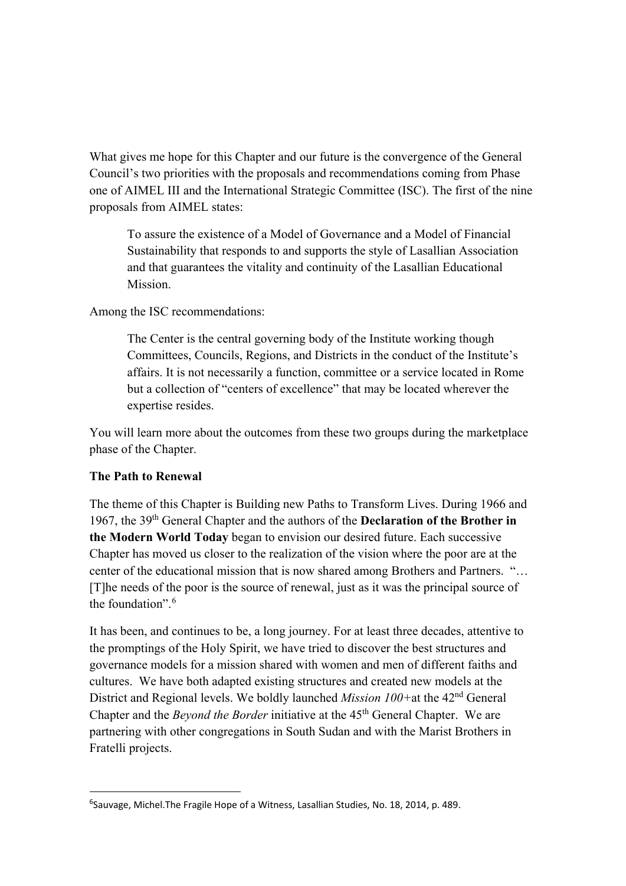What gives me hope for this Chapter and our future is the convergence of the General Council's two priorities with the proposals and recommendations coming from Phase one of AIMEL III and the International Strategic Committee (ISC). The first of the nine proposals from AIMEL states:

> To assure the existence of a Model of Governance and a Model of Financial Sustainability that responds to and supports the style of Lasallian Association and that guarantees the vitality and continuity of the Lasallian Educational Mission.

Among the ISC recommendations:

> The Center is the central governing body of the Institute working though Committees, Councils, Regions, and Districts in the conduct of the Institute's affairs. It is not necessarily a function, committee or a service located in Rome but a collection of "centers of excellence" that may be located wherever the expertise resides.

You will learn more about the outcomes from these two groups during the marketplace phase of the Chapter.

**The Path to Renewal**

The theme of this Chapter is Building new Paths to Transform Lives. During 1966 and 1967, the 39th General Chapter and the authors of the **Declaration of the Brother in the Modern World Today** began to envision our desired future. Each successive Chapter has moved us closer to the realization of the vision where the poor are at the center of the educational mission that is now shared among Brothers and Partners. "… [T]he needs of the poor is the source of renewal, just as it was the principal source of the foundation".[6]

It has been, and continues to be, a long journey. For at least three decades, attentive to the promptings of the Holy Spirit, we have tried to discover the best structures and governance models for a mission shared with women and men of different faiths and cultures. We have both adapted existing structures and created new models at the District and Regional levels. We boldly launched *Mission 100+* at the 42nd General Chapter and the *Beyond the Border* initiative at the 45th General Chapter. We are partnering with other congregations in South Sudan and with the Marist Brothers in Fratelli projects.

---

[6] Sauvage, Michel. The Fragile Hope of a Witness, Lasallian Studies, No. 18, 2014, p. 489.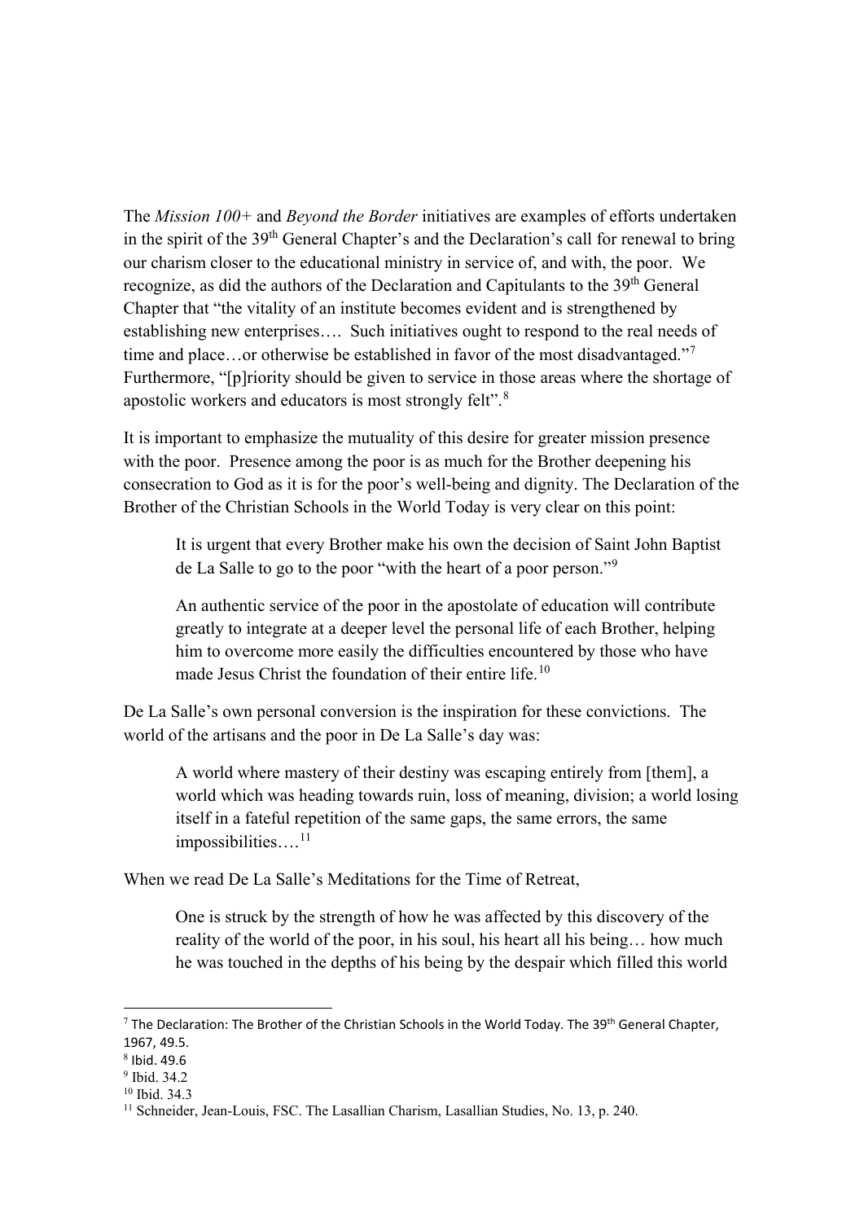The *Mission 100+* and *Beyond the Border* initiatives are examples of efforts undertaken in the spirit of the 39th General Chapter's and the Declaration's call for renewal to bring our charism closer to the educational ministry in service of, and with, the poor. We recognize, as did the authors of the Declaration and Capitulants to the 39th General Chapter that "the vitality of an institute becomes evident and is strengthened by establishing new enterprises…. Such initiatives ought to respond to the real needs of time and place…or otherwise be established in favor of the most disadvantaged."[7] Furthermore, "[p]riority should be given to service in those areas where the shortage of apostolic workers and educators is most strongly felt".[8]

It is important to emphasize the mutuality of this desire for greater mission presence with the poor. Presence among the poor is as much for the Brother deepening his consecration to God as it is for the poor's well-being and dignity. The Declaration of the Brother of the Christian Schools in the World Today is very clear on this point:

> It is urgent that every Brother make his own the decision of Saint John Baptist de La Salle to go to the poor "with the heart of a poor person."[9]
>
> An authentic service of the poor in the apostolate of education will contribute greatly to integrate at a deeper level the personal life of each Brother, helping him to overcome more easily the difficulties encountered by those who have made Jesus Christ the foundation of their entire life.[10]

De La Salle's own personal conversion is the inspiration for these convictions. The world of the artisans and the poor in De La Salle's day was:

> A world where mastery of their destiny was escaping entirely from [them], a world which was heading towards ruin, loss of meaning, division; a world losing itself in a fateful repetition of the same gaps, the same errors, the same impossibilities….[11]

When we read De La Salle's Meditations for the Time of Retreat,

> One is struck by the strength of how he was affected by this discovery of the reality of the world of the poor, in his soul, his heart all his being… how much he was touched in the depths of his being by the despair which filled this world

---

[7] The Declaration: The Brother of the Christian Schools in the World Today. The 39th General Chapter, 1967, 49.5.

[8] Ibid. 49.6

[9] Ibid. 34.2

[10] Ibid. 34.3

[11] Schneider, Jean-Louis, FSC. The Lasallian Charism, Lasallian Studies, No. 13, p. 240.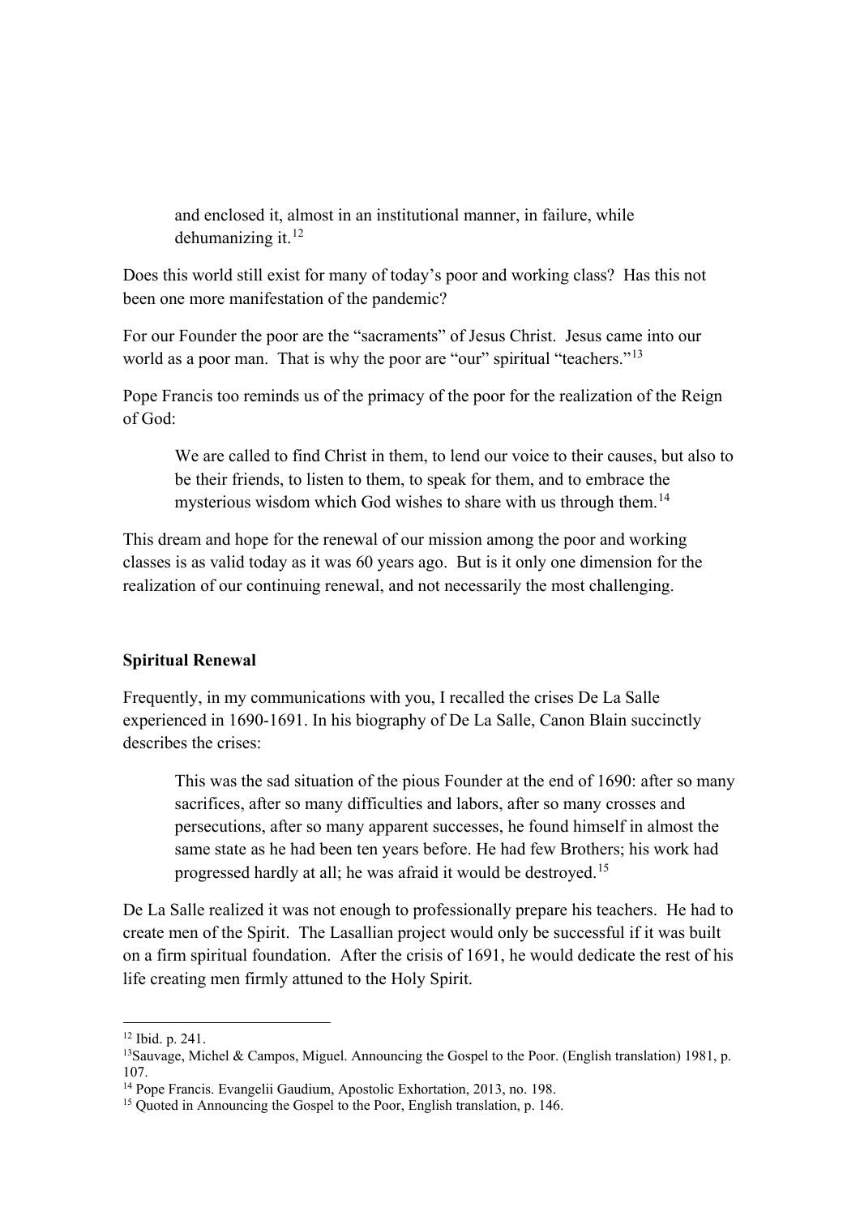> and enclosed it, almost in an institutional manner, in failure, while dehumanizing it.[12]

Does this world still exist for many of today's poor and working class? Has this not been one more manifestation of the pandemic?

For our Founder the poor are the "sacraments" of Jesus Christ. Jesus came into our world as a poor man. That is why the poor are "our" spiritual "teachers."[13]

Pope Francis too reminds us of the primacy of the poor for the realization of the Reign of God:

> We are called to find Christ in them, to lend our voice to their causes, but also to be their friends, to listen to them, to speak for them, and to embrace the mysterious wisdom which God wishes to share with us through them.[14]

This dream and hope for the renewal of our mission among the poor and working classes is as valid today as it was 60 years ago. But is it only one dimension for the realization of our continuing renewal, and not necessarily the most challenging.

**Spiritual Renewal**

Frequently, in my communications with you, I recalled the crises De La Salle experienced in 1690-1691. In his biography of De La Salle, Canon Blain succinctly describes the crises:

> This was the sad situation of the pious Founder at the end of 1690: after so many sacrifices, after so many difficulties and labors, after so many crosses and persecutions, after so many apparent successes, he found himself in almost the same state as he had been ten years before. He had few Brothers; his work had progressed hardly at all; he was afraid it would be destroyed.[15]

De La Salle realized it was not enough to professionally prepare his teachers. He had to create men of the Spirit. The Lasallian project would only be successful if it was built on a firm spiritual foundation. After the crisis of 1691, he would dedicate the rest of his life creating men firmly attuned to the Holy Spirit.

---

[12] Ibid. p. 241.

[13] Sauvage, Michel & Campos, Miguel. Announcing the Gospel to the Poor. (English translation) 1981, p. 107.

[14] Pope Francis. Evangelii Gaudium, Apostolic Exhortation, 2013, no. 198.

[15] Quoted in Announcing the Gospel to the Poor, English translation, p. 146.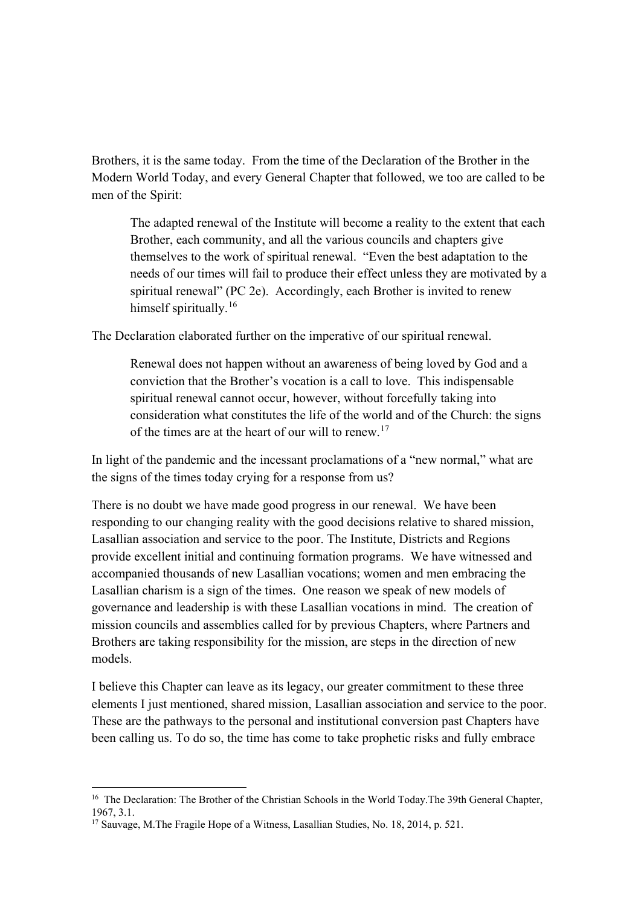Brothers, it is the same today. From the time of the Declaration of the Brother in the Modern World Today, and every General Chapter that followed, we too are called to be men of the Spirit:

> The adapted renewal of the Institute will become a reality to the extent that each Brother, each community, and all the various councils and chapters give themselves to the work of spiritual renewal. "Even the best adaptation to the needs of our times will fail to produce their effect unless they are motivated by a spiritual renewal" (PC 2e). Accordingly, each Brother is invited to renew himself spiritually.[16]

The Declaration elaborated further on the imperative of our spiritual renewal.

> Renewal does not happen without an awareness of being loved by God and a conviction that the Brother's vocation is a call to love. This indispensable spiritual renewal cannot occur, however, without forcefully taking into consideration what constitutes the life of the world and of the Church: the signs of the times are at the heart of our will to renew.[17]

In light of the pandemic and the incessant proclamations of a "new normal," what are the signs of the times today crying for a response from us?

There is no doubt we have made good progress in our renewal. We have been responding to our changing reality with the good decisions relative to shared mission, Lasallian association and service to the poor. The Institute, Districts and Regions provide excellent initial and continuing formation programs. We have witnessed and accompanied thousands of new Lasallian vocations; women and men embracing the Lasallian charism is a sign of the times. One reason we speak of new models of governance and leadership is with these Lasallian vocations in mind. The creation of mission councils and assemblies called for by previous Chapters, where Partners and Brothers are taking responsibility for the mission, are steps in the direction of new models.

I believe this Chapter can leave as its legacy, our greater commitment to these three elements I just mentioned, shared mission, Lasallian association and service to the poor. These are the pathways to the personal and institutional conversion past Chapters have been calling us. To do so, the time has come to take prophetic risks and fully embrace

---

[16] The Declaration: The Brother of the Christian Schools in the World Today.The 39th General Chapter, 1967, 3.1.

[17] Sauvage, M.The Fragile Hope of a Witness, Lasallian Studies, No. 18, 2014, p. 521.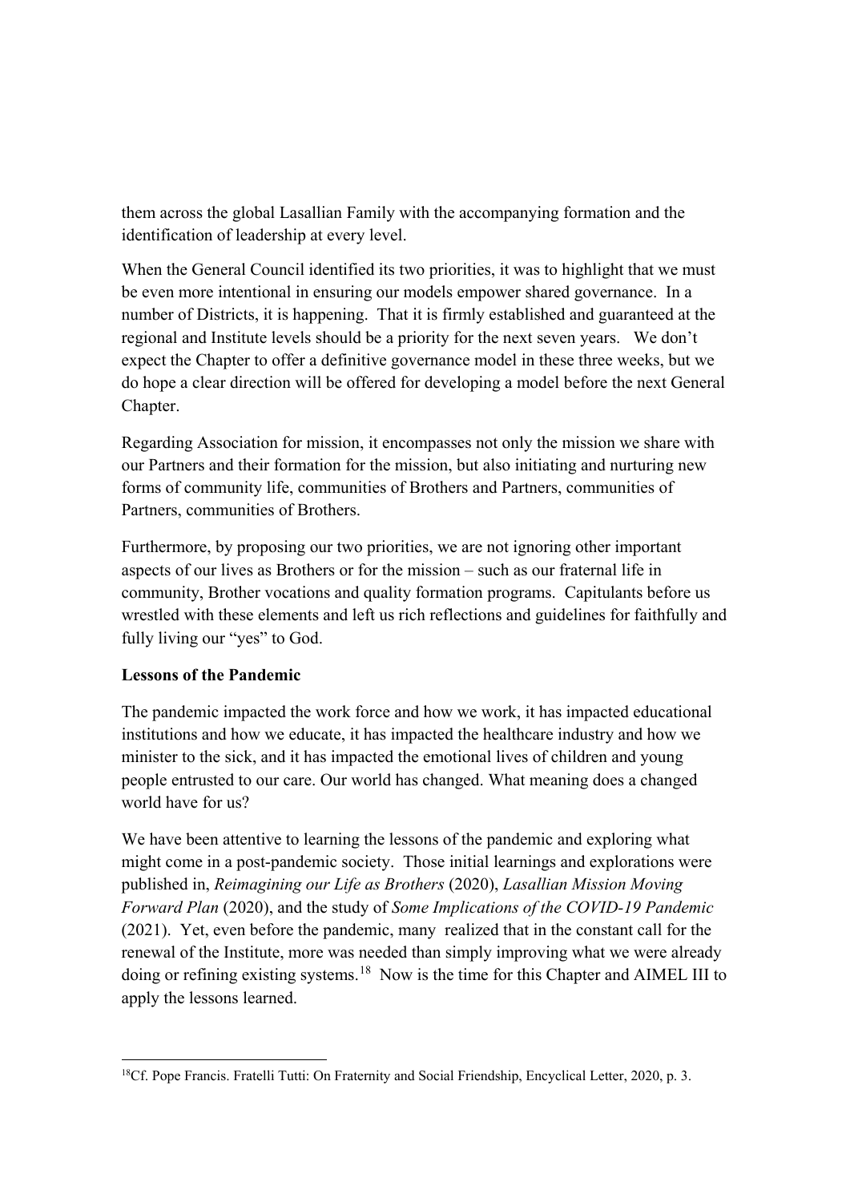them across the global Lasallian Family with the accompanying formation and the identification of leadership at every level.

When the General Council identified its two priorities, it was to highlight that we must be even more intentional in ensuring our models empower shared governance. In a number of Districts, it is happening. That it is firmly established and guaranteed at the regional and Institute levels should be a priority for the next seven years. We don't expect the Chapter to offer a definitive governance model in these three weeks, but we do hope a clear direction will be offered for developing a model before the next General Chapter.

Regarding Association for mission, it encompasses not only the mission we share with our Partners and their formation for the mission, but also initiating and nurturing new forms of community life, communities of Brothers and Partners, communities of Partners, communities of Brothers.

Furthermore, by proposing our two priorities, we are not ignoring other important aspects of our lives as Brothers or for the mission – such as our fraternal life in community, Brother vocations and quality formation programs. Capitulants before us wrestled with these elements and left us rich reflections and guidelines for faithfully and fully living our "yes" to God.

**Lessons of the Pandemic**

The pandemic impacted the work force and how we work, it has impacted educational institutions and how we educate, it has impacted the healthcare industry and how we minister to the sick, and it has impacted the emotional lives of children and young people entrusted to our care. Our world has changed. What meaning does a changed world have for us?

We have been attentive to learning the lessons of the pandemic and exploring what might come in a post-pandemic society. Those initial learnings and explorations were published in, *Reimagining our Life as Brothers* (2020), *Lasallian Mission Moving Forward Plan* (2020), and the study of *Some Implications of the COVID-19 Pandemic* (2021). Yet, even before the pandemic, many realized that in the constant call for the renewal of the Institute, more was needed than simply improving what we were already doing or refining existing systems.[18] Now is the time for this Chapter and AIMEL III to apply the lessons learned.

[18]Cf. Pope Francis. Fratelli Tutti: On Fraternity and Social Friendship, Encyclical Letter, 2020, p. 3.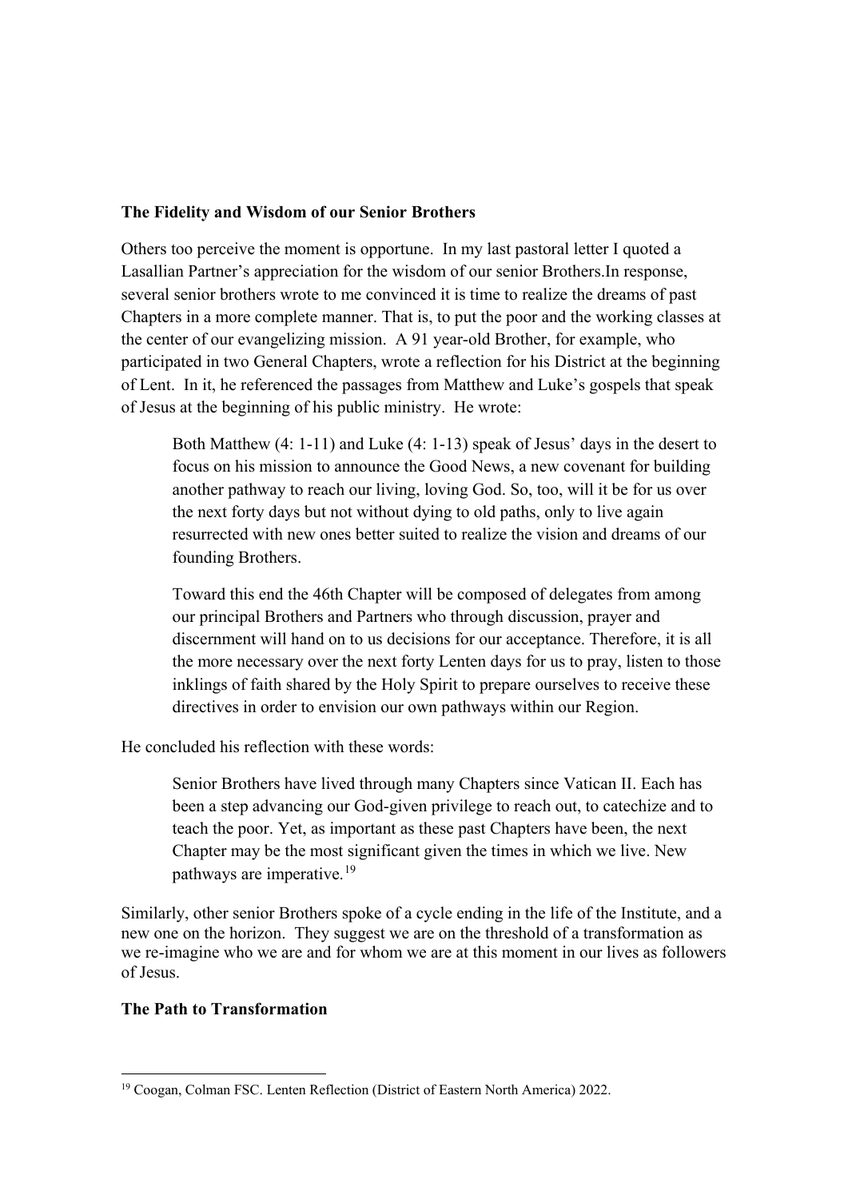**The Fidelity and Wisdom of our Senior Brothers**

Others too perceive the moment is opportune. In my last pastoral letter I quoted a Lasallian Partner's appreciation for the wisdom of our senior Brothers.In response, several senior brothers wrote to me convinced it is time to realize the dreams of past Chapters in a more complete manner. That is, to put the poor and the working classes at the center of our evangelizing mission. A 91 year-old Brother, for example, who participated in two General Chapters, wrote a reflection for his District at the beginning of Lent. In it, he referenced the passages from Matthew and Luke's gospels that speak of Jesus at the beginning of his public ministry. He wrote:

> Both Matthew (4: 1-11) and Luke (4: 1-13) speak of Jesus' days in the desert to focus on his mission to announce the Good News, a new covenant for building another pathway to reach our living, loving God. So, too, will it be for us over the next forty days but not without dying to old paths, only to live again resurrected with new ones better suited to realize the vision and dreams of our founding Brothers.
>
> Toward this end the 46th Chapter will be composed of delegates from among our principal Brothers and Partners who through discussion, prayer and discernment will hand on to us decisions for our acceptance. Therefore, it is all the more necessary over the next forty Lenten days for us to pray, listen to those inklings of faith shared by the Holy Spirit to prepare ourselves to receive these directives in order to envision our own pathways within our Region.

He concluded his reflection with these words:

> Senior Brothers have lived through many Chapters since Vatican II. Each has been a step advancing our God-given privilege to reach out, to catechize and to teach the poor. Yet, as important as these past Chapters have been, the next Chapter may be the most significant given the times in which we live. New pathways are imperative.[19]

Similarly, other senior Brothers spoke of a cycle ending in the life of the Institute, and a new one on the horizon. They suggest we are on the threshold of a transformation as we re-imagine who we are and for whom we are at this moment in our lives as followers of Jesus.

**The Path to Transformation**

---

[19] Coogan, Colman FSC. Lenten Reflection (District of Eastern North America) 2022.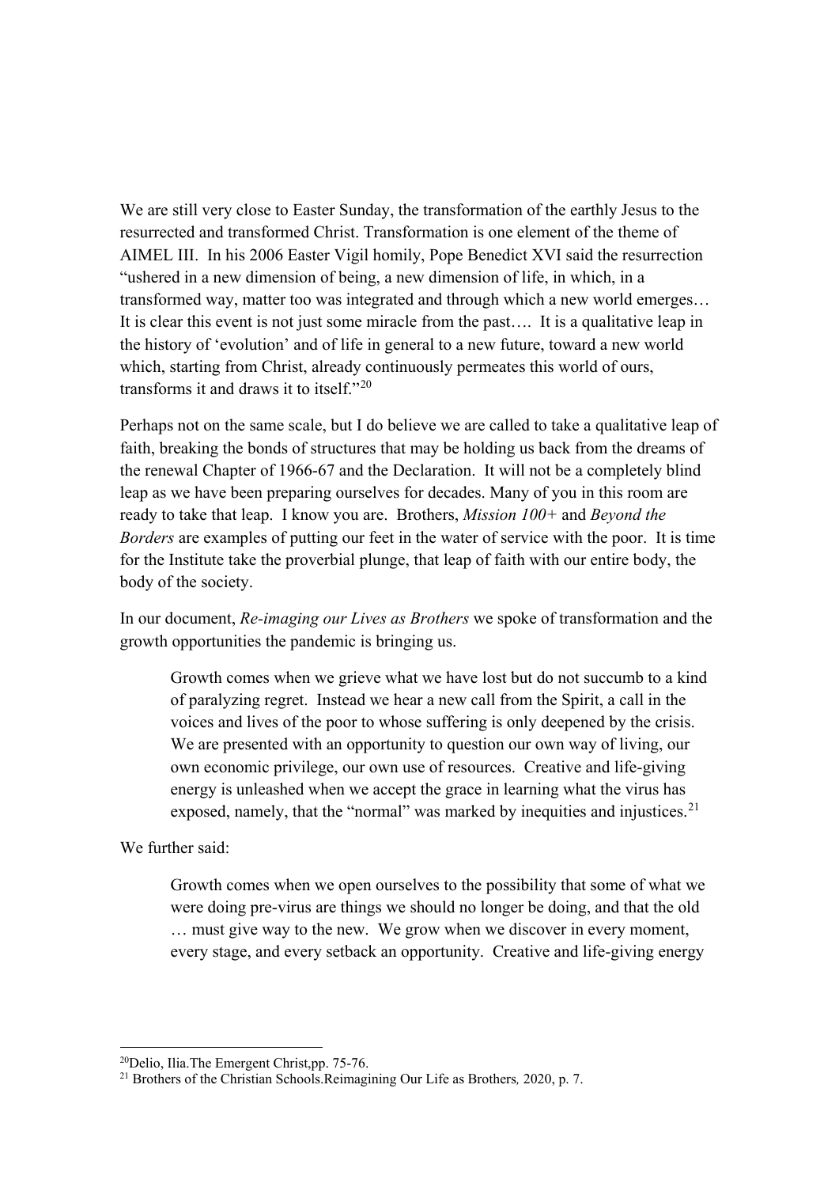We are still very close to Easter Sunday, the transformation of the earthly Jesus to the resurrected and transformed Christ. Transformation is one element of the theme of AIMEL III. In his 2006 Easter Vigil homily, Pope Benedict XVI said the resurrection "ushered in a new dimension of being, a new dimension of life, in which, in a transformed way, matter too was integrated and through which a new world emerges… It is clear this event is not just some miracle from the past…. It is a qualitative leap in the history of 'evolution' and of life in general to a new future, toward a new world which, starting from Christ, already continuously permeates this world of ours, transforms it and draws it to itself."[20]

Perhaps not on the same scale, but I do believe we are called to take a qualitative leap of faith, breaking the bonds of structures that may be holding us back from the dreams of the renewal Chapter of 1966-67 and the Declaration. It will not be a completely blind leap as we have been preparing ourselves for decades. Many of you in this room are ready to take that leap. I know you are. Brothers, *Mission 100+* and *Beyond the Borders* are examples of putting our feet in the water of service with the poor. It is time for the Institute take the proverbial plunge, that leap of faith with our entire body, the body of the society.

In our document, *Re-imaging our Lives as Brothers* we spoke of transformation and the growth opportunities the pandemic is bringing us.

> Growth comes when we grieve what we have lost but do not succumb to a kind of paralyzing regret. Instead we hear a new call from the Spirit, a call in the voices and lives of the poor to whose suffering is only deepened by the crisis. We are presented with an opportunity to question our own way of living, our own economic privilege, our own use of resources. Creative and life-giving energy is unleashed when we accept the grace in learning what the virus has exposed, namely, that the "normal" was marked by inequities and injustices.[21]

We further said:

> Growth comes when we open ourselves to the possibility that some of what we were doing pre-virus are things we should no longer be doing, and that the old … must give way to the new. We grow when we discover in every moment, every stage, and every setback an opportunity. Creative and life-giving energy

---

[20] Delio, Ilia.The Emergent Christ,pp. 75-76.

[21] Brothers of the Christian Schools.Reimagining Our Life as Brothers*,* 2020, p. 7.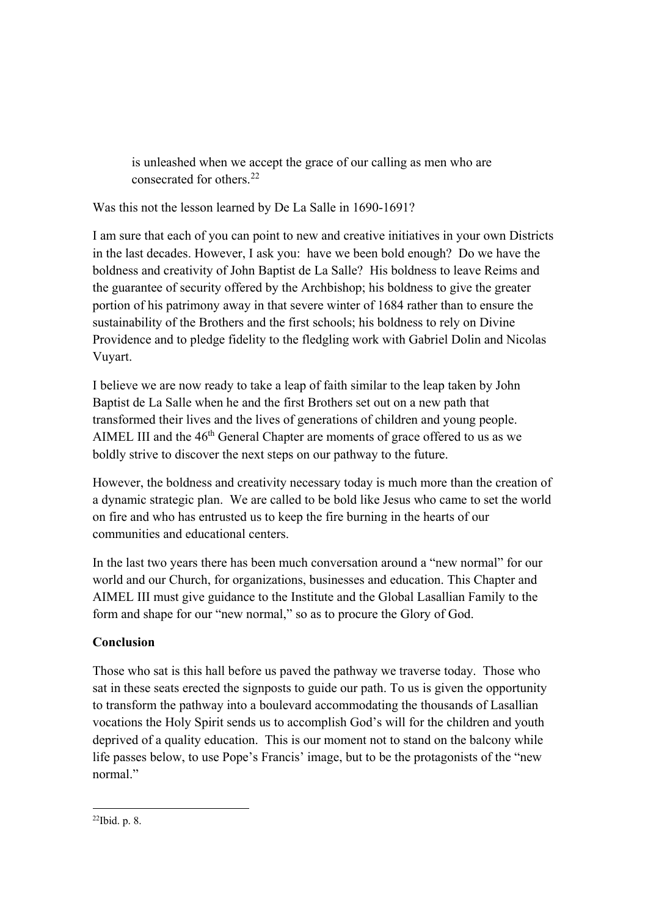> is unleashed when we accept the grace of our calling as men who are consecrated for others.[22]

Was this not the lesson learned by De La Salle in 1690-1691?

I am sure that each of you can point to new and creative initiatives in your own Districts in the last decades. However, I ask you: have we been bold enough? Do we have the boldness and creativity of John Baptist de La Salle? His boldness to leave Reims and the guarantee of security offered by the Archbishop; his boldness to give the greater portion of his patrimony away in that severe winter of 1684 rather than to ensure the sustainability of the Brothers and the first schools; his boldness to rely on Divine Providence and to pledge fidelity to the fledgling work with Gabriel Dolin and Nicolas Vuyart.

I believe we are now ready to take a leap of faith similar to the leap taken by John Baptist de La Salle when he and the first Brothers set out on a new path that transformed their lives and the lives of generations of children and young people. AIMEL III and the 46th General Chapter are moments of grace offered to us as we boldly strive to discover the next steps on our pathway to the future.

However, the boldness and creativity necessary today is much more than the creation of a dynamic strategic plan. We are called to be bold like Jesus who came to set the world on fire and who has entrusted us to keep the fire burning in the hearts of our communities and educational centers.

In the last two years there has been much conversation around a "new normal" for our world and our Church, for organizations, businesses and education. This Chapter and AIMEL III must give guidance to the Institute and the Global Lasallian Family to the form and shape for our "new normal," so as to procure the Glory of God.

**Conclusion**

Those who sat is this hall before us paved the pathway we traverse today. Those who sat in these seats erected the signposts to guide our path. To us is given the opportunity to transform the pathway into a boulevard accommodating the thousands of Lasallian vocations the Holy Spirit sends us to accomplish God's will for the children and youth deprived of a quality education. This is our moment not to stand on the balcony while life passes below, to use Pope's Francis' image, but to be the protagonists of the "new normal."

---

[22] Ibid. p. 8.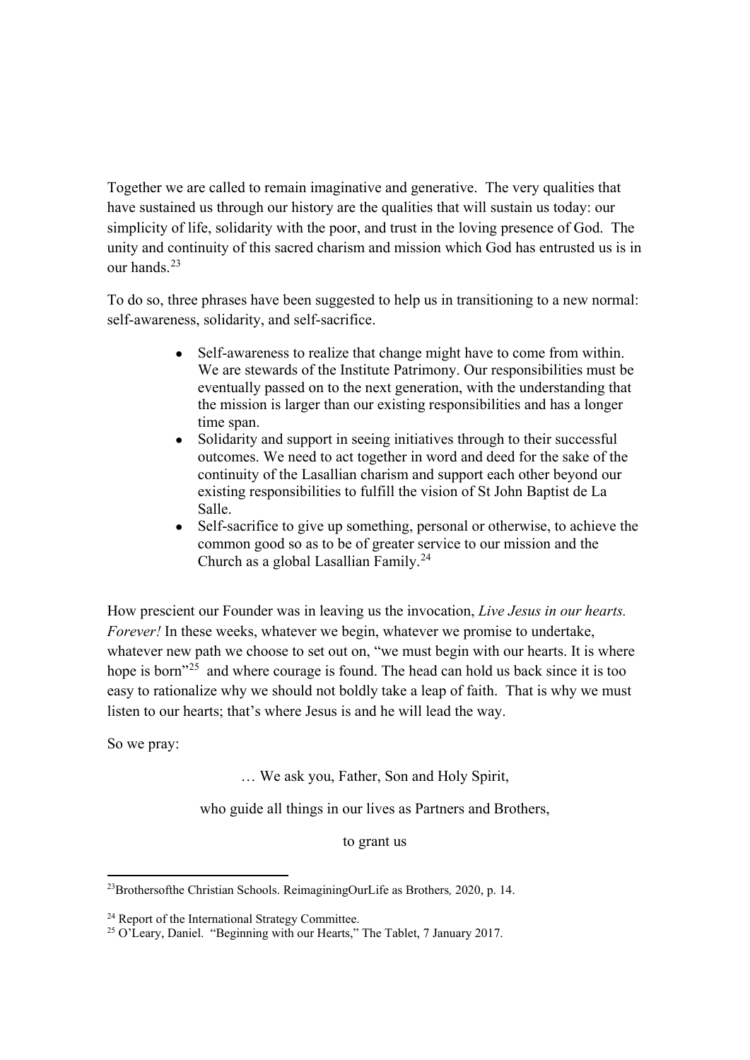Together we are called to remain imaginative and generative. The very qualities that have sustained us through our history are the qualities that will sustain us today: our simplicity of life, solidarity with the poor, and trust in the loving presence of God. The unity and continuity of this sacred charism and mission which God has entrusted us is in our hands.[23]

To do so, three phrases have been suggested to help us in transitioning to a new normal: self-awareness, solidarity, and self-sacrifice.

- Self-awareness to realize that change might have to come from within. We are stewards of the Institute Patrimony. Our responsibilities must be eventually passed on to the next generation, with the understanding that the mission is larger than our existing responsibilities and has a longer time span.
- Solidarity and support in seeing initiatives through to their successful outcomes. We need to act together in word and deed for the sake of the continuity of the Lasallian charism and support each other beyond our existing responsibilities to fulfill the vision of St John Baptist de La Salle.
- Self-sacrifice to give up something, personal or otherwise, to achieve the common good so as to be of greater service to our mission and the Church as a global Lasallian Family.[24]

How prescient our Founder was in leaving us the invocation, *Live Jesus in our hearts. Forever!* In these weeks, whatever we begin, whatever we promise to undertake, whatever new path we choose to set out on, "we must begin with our hearts. It is where hope is born"[25] and where courage is found. The head can hold us back since it is too easy to rationalize why we should not boldly take a leap of faith. That is why we must listen to our hearts; that's where Jesus is and he will lead the way.

So we pray:

… We ask you, Father, Son and Holy Spirit,

who guide all things in our lives as Partners and Brothers,

to grant us

---

[23] Brothersofthe Christian Schools. ReimaginingOurLife as Brothers*,* 2020, p. 14.

[24] Report of the International Strategy Committee.

[25] O'Leary, Daniel. "Beginning with our Hearts," The Tablet, 7 January 2017.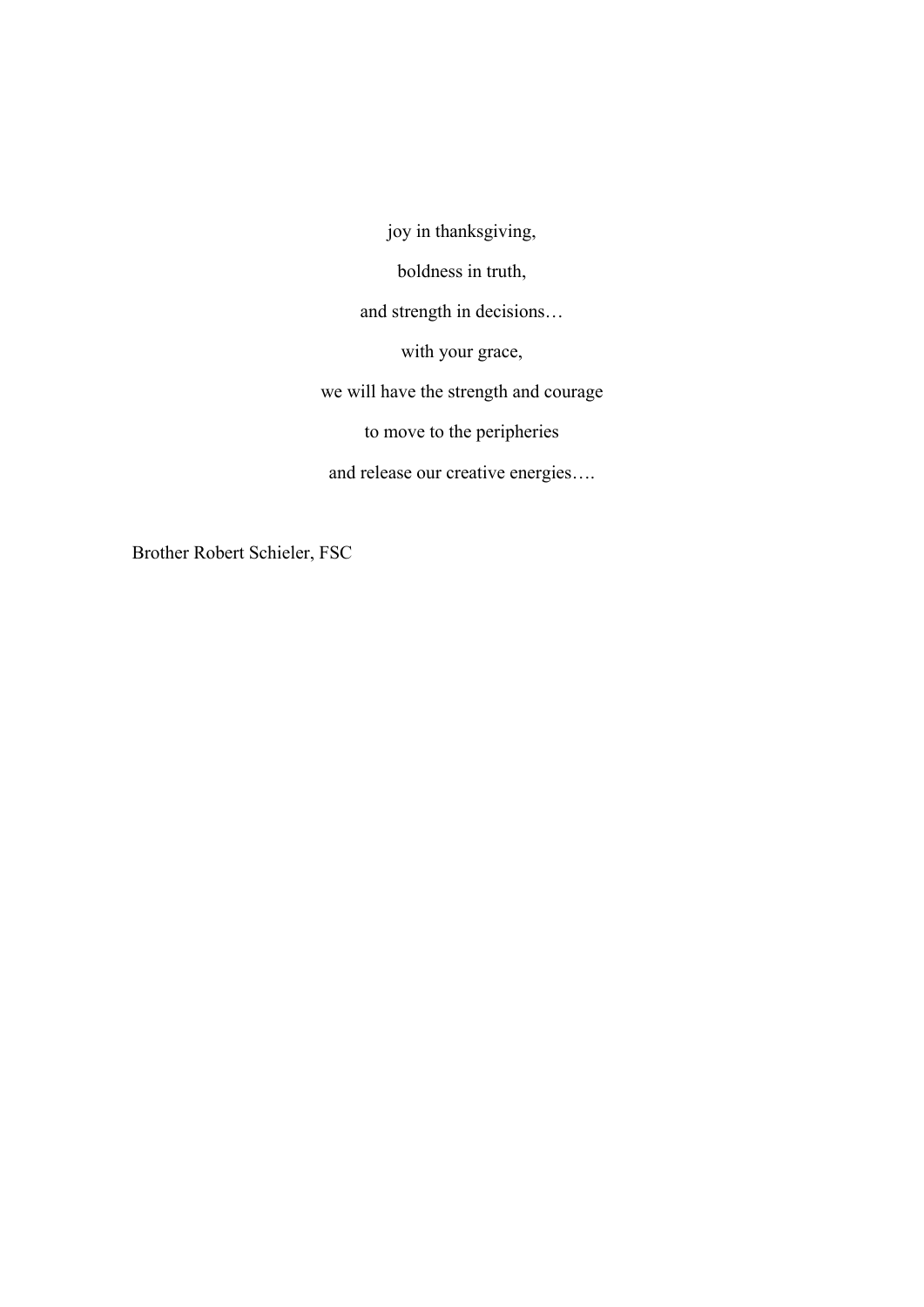joy in thanksgiving,

boldness in truth,

and strength in decisions…

with your grace,

we will have the strength and courage

to move to the peripheries

and release our creative energies….

Brother Robert Schieler, FSC